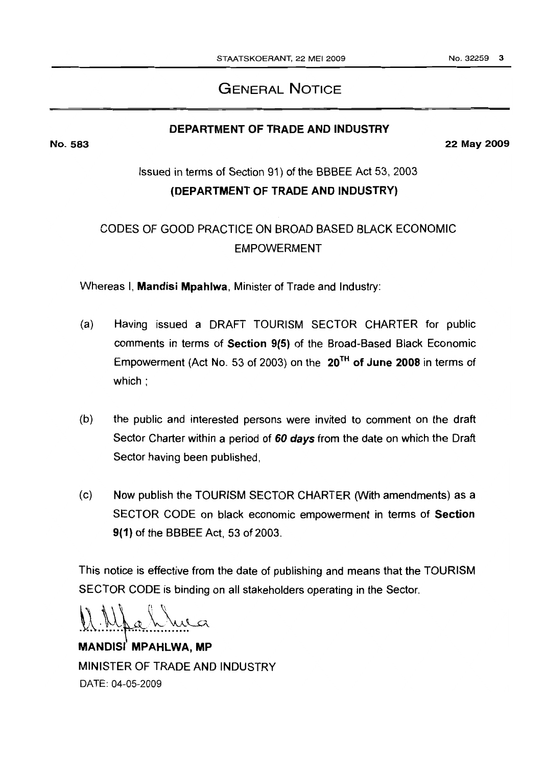# GENERAL NOTICE

**DEPARTMENT OF TRADE AND INDUSTRY**

**No. 583** **22 May 2009**

Issued in terms of Section 91) of the BBBEE Act 53, 2003

**(DEPARTMENT OF TRADE AND INDUSTRY)**

CODES OF GOOD PRACTICE ON BROAD BASED BLACK ECONOMIC EMPOWERMENT

Whereas I, **Mandisi Mpahlwa**, Minister of Trade and Industry:

(a) Having issued a DRAFT TOURISM SECTOR CHARTER for public comments in terms of **Section 9(5)** of the Broad-Based Black Economic Empowerment (Act No. 53 of 2003) on the **20TH of June 2008** in terms of which ;

(b) the public and interested persons were invited to comment on the draft Sector Charter within a period of ***60 days*** from the date on which the Draft Sector having been published,

(c) Now publish the TOURISM SECTOR CHARTER (With amendments) as a SECTOR CODE on black economic empowerment in terms of **Section 9(1)** of the BBBEE Act, 53 of 2003.

This notice is effective from the date of publishing and means that the TOURISM SECTOR CODE is binding on all stakeholders operating in the Sector.

**MANDISI MPAHLWA, MP**
MINISTER OF TRADE AND INDUSTRY
DATE: 04-05-2009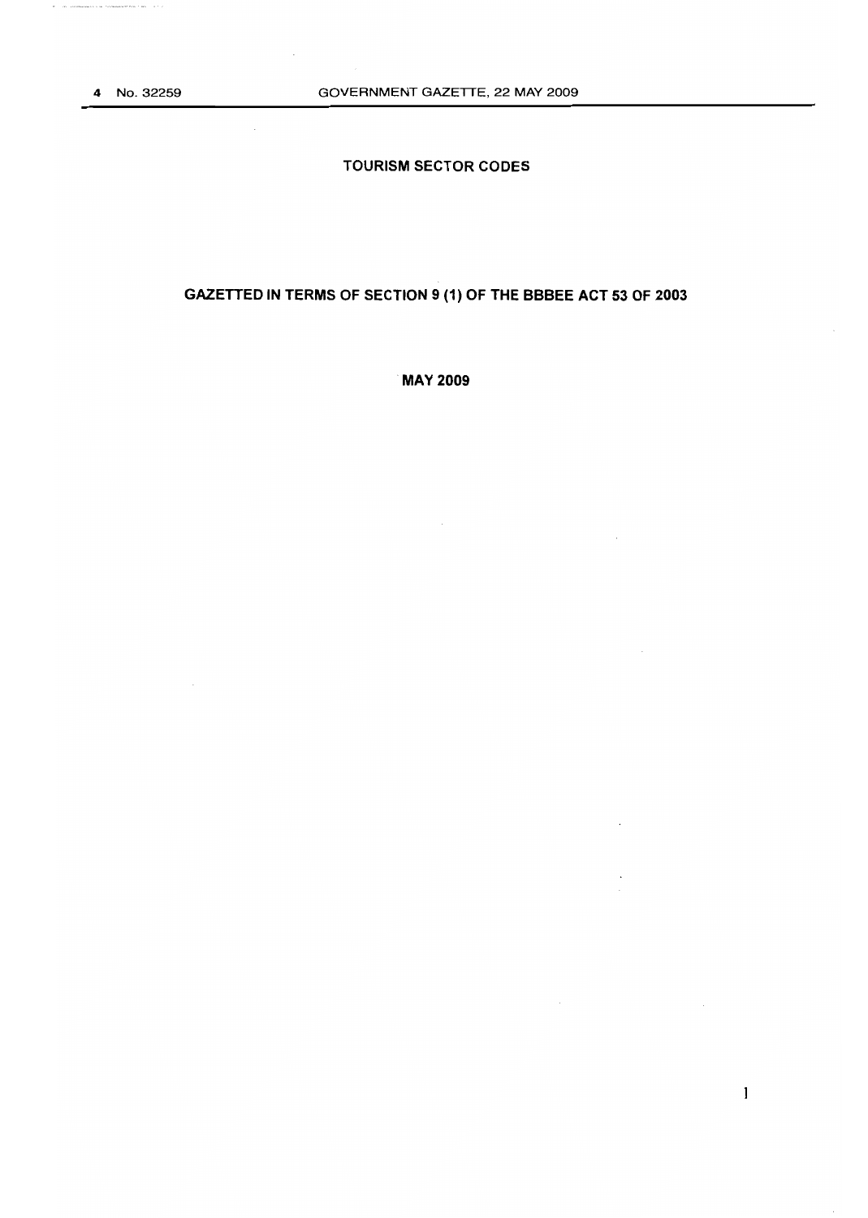# TOURISM SECTOR CODES

## GAZETTED IN TERMS OF SECTION 9 (1) OF THE BBBEE ACT 53 OF 2003

**MAY 2009**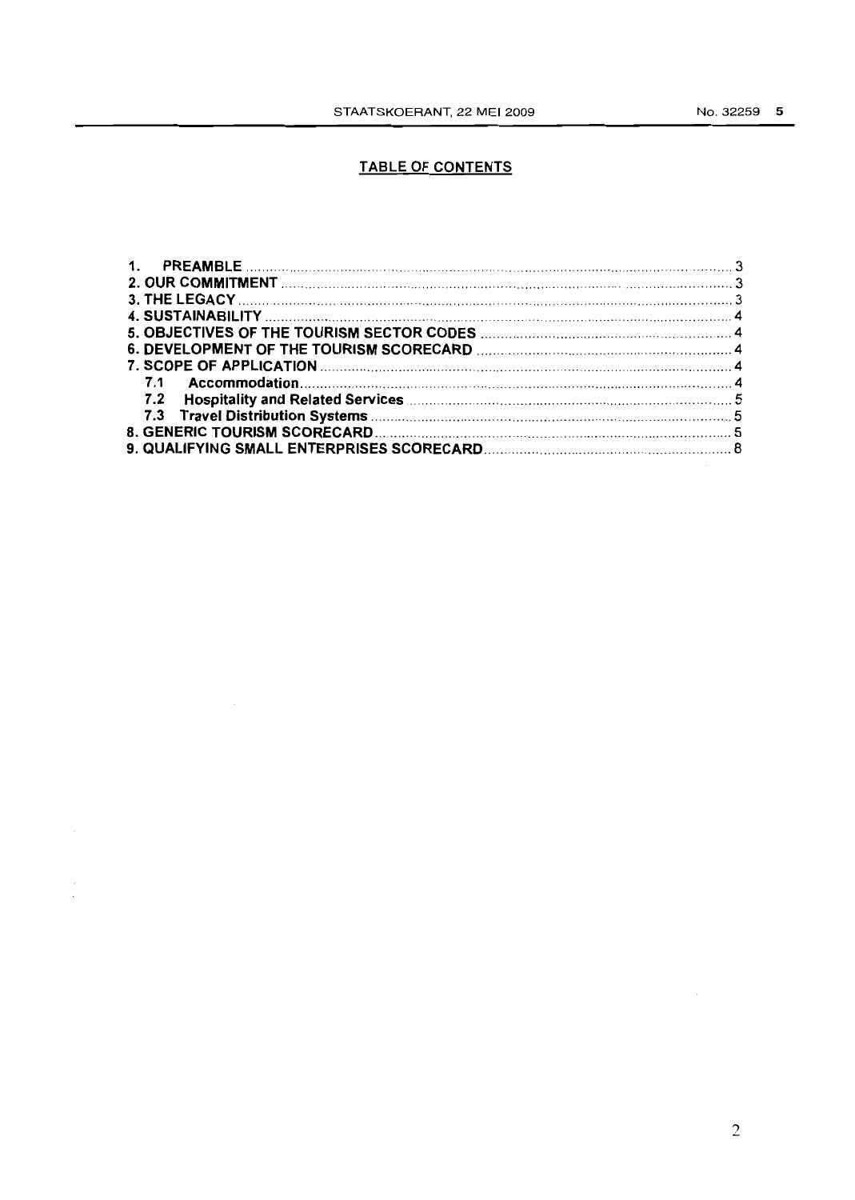## TABLE OF CONTENTS

1. PREAMBLE ........................................................................................................ 3
2. OUR COMMITMENT ........................................................................................... 3
3. THE LEGACY ..................................................................................................... 3
4. SUSTAINABILITY ............................................................................................... 4
5. OBJECTIVES OF THE TOURISM SECTOR CODES ................................................ 4
6. DEVELOPMENT OF THE TOURISM SCORECARD ................................................ 4
7. SCOPE OF APPLICATION ................................................................................... 4
   - 7.1 Accommodation ........................................................................................... 4
   - 7.2 Hospitality and Related Services ................................................................. 5
   - 7.3 Travel Distribution Systems ......................................................................... 5
8. GENERIC TOURISM SCORECARD ....................................................................... 5
9. QUALIFYING SMALL ENTERPRISES SCORECARD ................................................ 8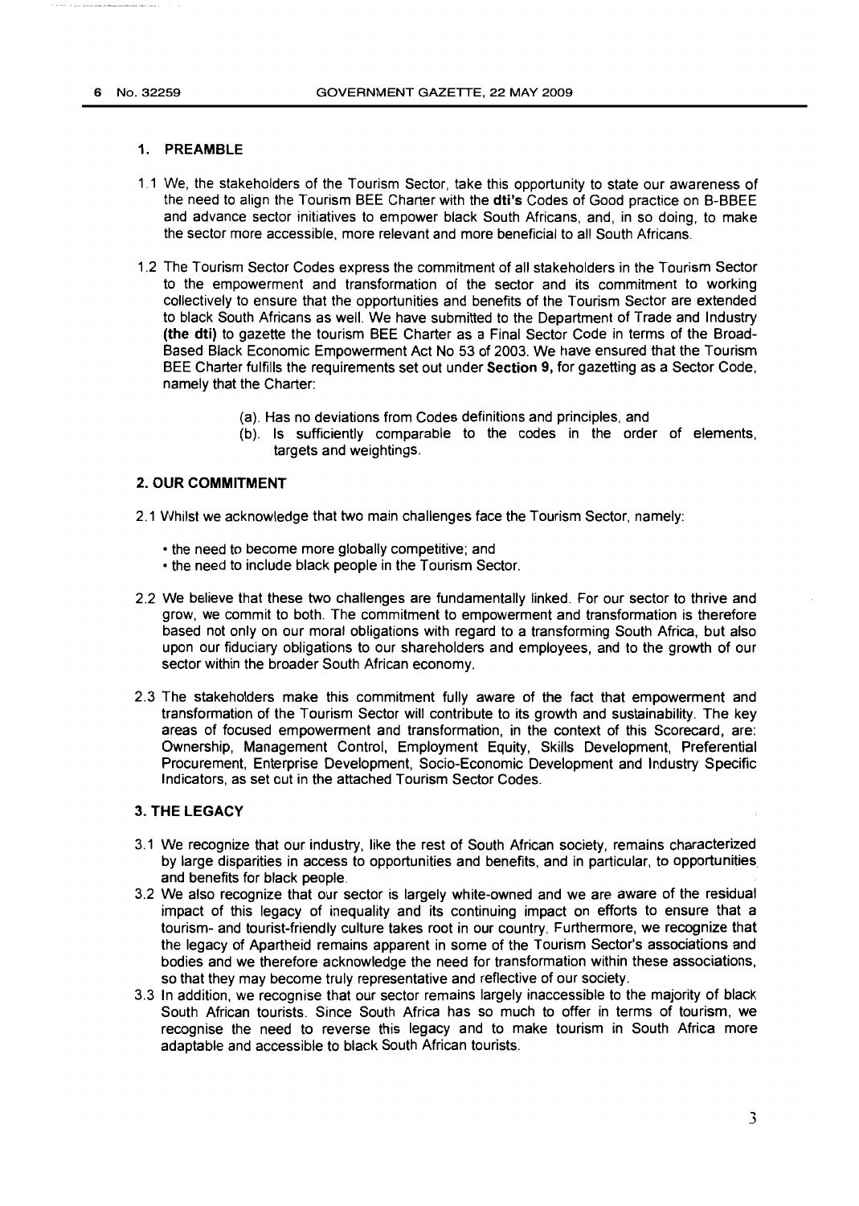## 1. PREAMBLE

1.1 We, the stakeholders of the Tourism Sector, take this opportunity to state our awareness of the need to align the Tourism BEE Charter with the **dti's** Codes of Good practice on B-BBEE and advance sector initiatives to empower black South Africans, and, in so doing, to make the sector more accessible, more relevant and more beneficial to all South Africans.

1.2 The Tourism Sector Codes express the commitment of all stakeholders in the Tourism Sector to the empowerment and transformation of the sector and its commitment to working collectively to ensure that the opportunities and benefits of the Tourism Sector are extended to black South Africans as well. We have submitted to the Department of Trade and Industry **(the dti)** to gazette the tourism BEE Charter as a Final Sector Code in terms of the Broad-Based Black Economic Empowerment Act No 53 of 2003. We have ensured that the Tourism BEE Charter fulfills the requirements set out under **Section 9,** for gazetting as a Sector Code, namely that the Charter:

(a). Has no deviations from Codes definitions and principles, and
(b). Is sufficiently comparable to the codes in the order of elements, targets and weightings.

## 2. OUR COMMITMENT

2.1 Whilst we acknowledge that two main challenges face the Tourism Sector, namely:

- the need to become more globally competitive; and
- the need to include black people in the Tourism Sector.

2.2 We believe that these two challenges are fundamentally linked. For our sector to thrive and grow, we commit to both. The commitment to empowerment and transformation is therefore based not only on our moral obligations with regard to a transforming South Africa, but also upon our fiduciary obligations to our shareholders and employees, and to the growth of our sector within the broader South African economy.

2.3 The stakeholders make this commitment fully aware of the fact that empowerment and transformation of the Tourism Sector will contribute to its growth and sustainability. The key areas of focused empowerment and transformation, in the context of this Scorecard, are: Ownership, Management Control, Employment Equity, Skills Development, Preferential Procurement, Enterprise Development, Socio-Economic Development and Industry Specific Indicators, as set out in the attached Tourism Sector Codes.

## 3. THE LEGACY

3.1 We recognize that our industry, like the rest of South African society, remains characterized by large disparities in access to opportunities and benefits, and in particular, to opportunities and benefits for black people.

3.2 We also recognize that our sector is largely white-owned and we are aware of the residual impact of this legacy of inequality and its continuing impact on efforts to ensure that a tourism- and tourist-friendly culture takes root in our country. Furthermore, we recognize that the legacy of Apartheid remains apparent in some of the Tourism Sector's associations and bodies and we therefore acknowledge the need for transformation within these associations, so that they may become truly representative and reflective of our society.

3.3 In addition, we recognise that our sector remains largely inaccessible to the majority of black South African tourists. Since South Africa has so much to offer in terms of tourism, we recognise the need to reverse this legacy and to make tourism in South Africa more adaptable and accessible to black South African tourists.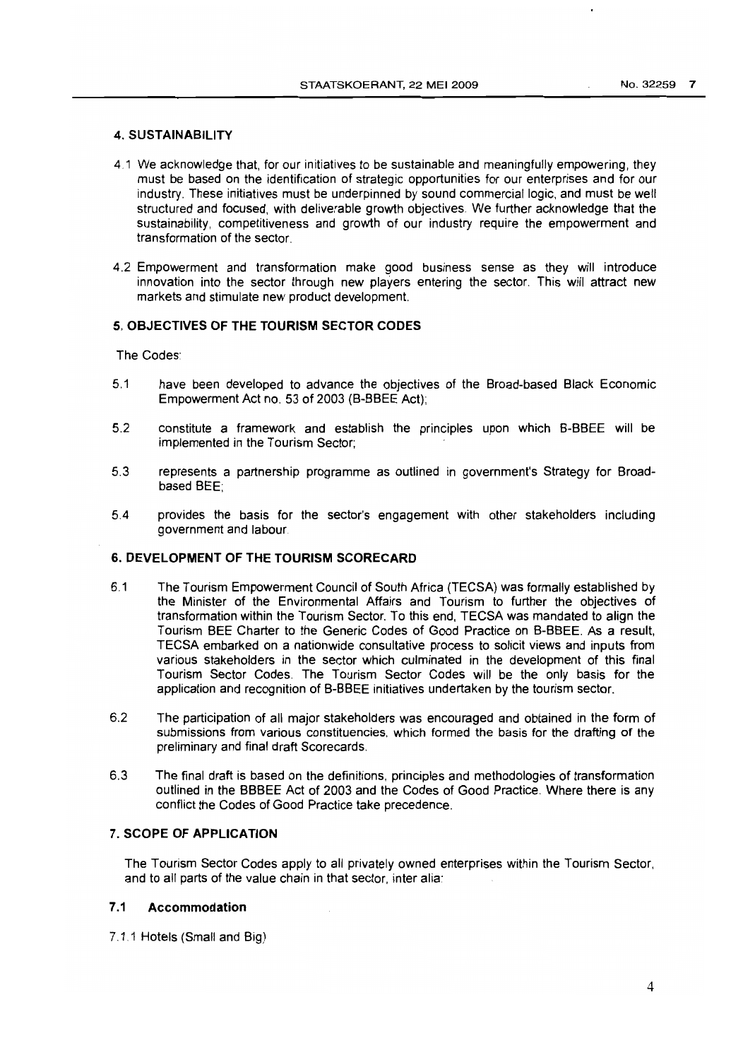## 4. SUSTAINABILITY

4.1 We acknowledge that, for our initiatives to be sustainable and meaningfully empowering, they must be based on the identification of strategic opportunities for our enterprises and for our industry. These initiatives must be underpinned by sound commercial logic, and must be well structured and focused, with deliverable growth objectives. We further acknowledge that the sustainability, competitiveness and growth of our industry require the empowerment and transformation of the sector.

4.2 Empowerment and transformation make good business sense as they will introduce innovation into the sector through new players entering the sector. This will attract new markets and stimulate new product development.

## 5. OBJECTIVES OF THE TOURISM SECTOR CODES

The Codes:

5.1 have been developed to advance the objectives of the Broad-based Black Economic Empowerment Act no. 53 of 2003 (B-BBEE Act);

5.2 constitute a framework and establish the principles upon which B-BBEE will be implemented in the Tourism Sector;

5.3 represents a partnership programme as outlined in government's Strategy for Broad-based BEE;

5.4 provides the basis for the sector's engagement with other stakeholders including government and labour.

## 6. DEVELOPMENT OF THE TOURISM SCORECARD

6.1 The Tourism Empowerment Council of South Africa (TECSA) was formally established by the Minister of the Environmental Affairs and Tourism to further the objectives of transformation within the Tourism Sector. To this end, TECSA was mandated to align the Tourism BEE Charter to the Generic Codes of Good Practice on B-BBEE. As a result, TECSA embarked on a nationwide consultative process to solicit views and inputs from various stakeholders in the sector which culminated in the development of this final Tourism Sector Codes. The Tourism Sector Codes will be the only basis for the application and recognition of B-BBEE initiatives undertaken by the tourism sector.

6.2 The participation of all major stakeholders was encouraged and obtained in the form of submissions from various constituencies, which formed the basis for the drafting of the preliminary and final draft Scorecards.

6.3 The final draft is based on the definitions, principles and methodologies of transformation outlined in the BBBEE Act of 2003 and the Codes of Good Practice. Where there is any conflict the Codes of Good Practice take precedence.

## 7. SCOPE OF APPLICATION

The Tourism Sector Codes apply to all privately owned enterprises within the Tourism Sector, and to all parts of the value chain in that sector, inter alia:

### 7.1 Accommodation

7.1.1 Hotels (Small and Big)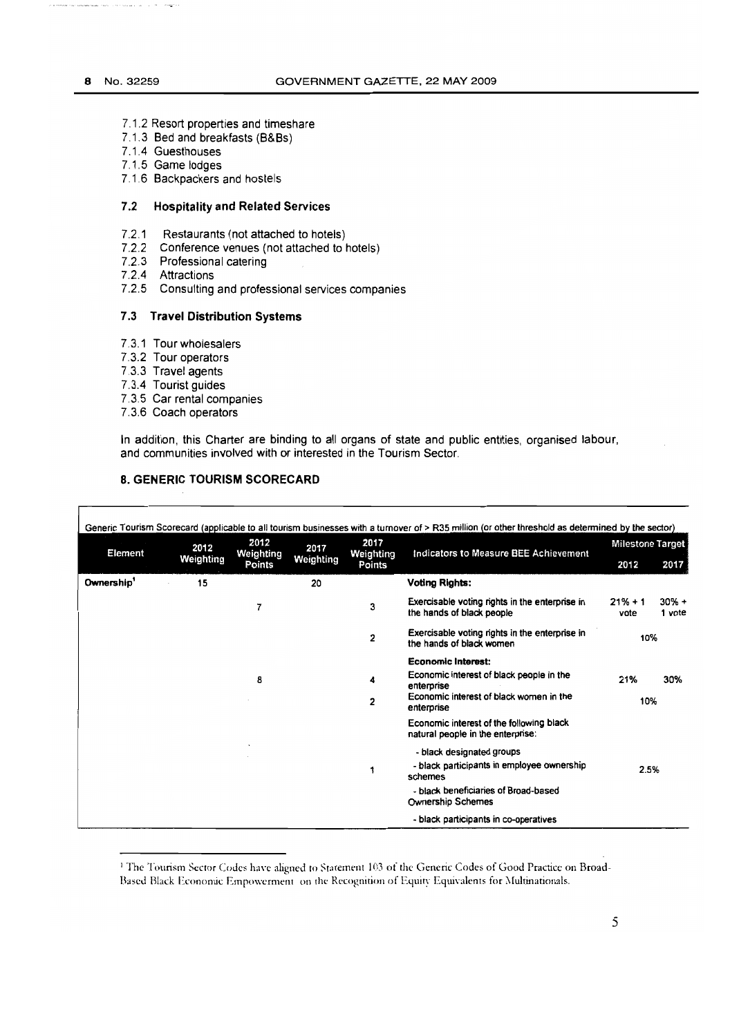7.1.2 Resort properties and timeshare
7.1.3 Bed and breakfasts (B&Bs)
7.1.4 Guesthouses
7.1.5 Game lodges
7.1.6 Backpackers and hostels

### 7.2 Hospitality and Related Services

7.2.1 Restaurants (not attached to hotels)
7.2.2 Conference venues (not attached to hotels)
7.2.3 Professional catering
7.2.4 Attractions
7.2.5 Consulting and professional services companies

### 7.3 Travel Distribution Systems

7.3.1 Tour wholesalers
7.3.2 Tour operators
7.3.3 Travel agents
7.3.4 Tourist guides
7.3.5 Car rental companies
7.3.6 Coach operators

In addition, this Charter are binding to all organs of state and public entities, organised labour, and communities involved with or interested in the Tourism Sector.

## 8. GENERIC TOURISM SCORECARD

Generic Tourism Scorecard (applicable to all tourism businesses with a turnover of > R35 million (or other threshold as determined by the sector)

| Element | 2012 Weighting | 2012 Weighting Points | 2017 Weighting | 2017 Weighting Points | Indicators to Measure BEE Achievement | Milestone Target 2012 | Milestone Target 2017 |
|---|---|---|---|---|---|---|---|
| **Ownership**[1] | 15 | | 20 | | **Voting Rights:** | | |
| | | 7 | | 3 | Exercisable voting rights in the enterprise in the hands of black people | 21% + 1 vote | 30% + 1 vote |
| | | | | 2 | Exercisable voting rights in the enterprise in the hands of black women | 10% | |
| | | | | | **Economic Interest:** | | |
| | | 8 | | 4 | Economic interest of black people in the enterprise | 21% | 30% |
| | | | | 2 | Economic interest of black women in the enterprise | 10% | |
| | | | | | Economic interest of the following black natural people in the enterprise: | | |
| | | | | 1 | - black designated groups<br>- black participants in employee ownership schemes<br>- black beneficiaries of Broad-based Ownership Schemes<br>- black participants in co-operatives | 2.5% | |

[1] The Tourism Sector Codes have aligned to Statement 103 of the Generic Codes of Good Practice on Broad-Based Black Economic Empowerment on the Recognition of Equity Equivalents for Multinationals.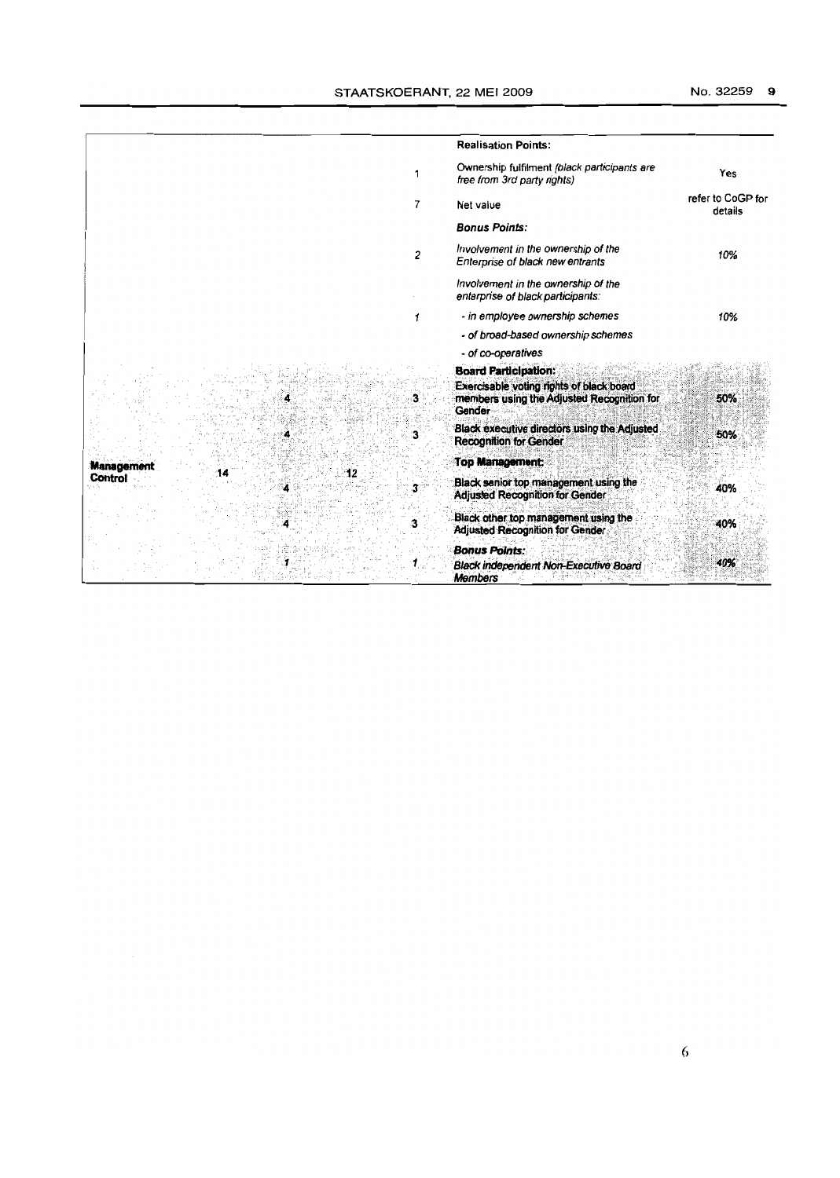| | | | | | |
|---|---|---|---|---|---|
| | | | | **Realisation Points:** | |
| | | | 1 | Ownership fulfilment *(black participants are free from 3rd party rights)* | Yes |
| | | | 7 | Net value | refer to CoGP for details |
| | | | | ***Bonus Points:*** | |
| | | | *2* | *Involvement in the ownership of the Enterprise of black new entrants* | *10%* |
| | | | | *Involvement in the ownership of the enterprise of black participants:* | |
| | | | *1* | *- in employee ownership schemes* | *10%* |
| | | | | *- of broad-based ownership schemes* | |
| | | | | *- of co-operatives* | |
| | | | | **Board Participation:** | |
| | | 4 | 3 | **Exercisable voting rights of black board members using the Adjusted Recognition for Gender** | **50%** |
| | | 4 | 3 | **Black executive directors using the Adjusted Recognition for Gender** | **50%** |
| **Management Control** | 14 | | 12 | **Top Management:** | |
| | | 4 | 3 | **Black senior top management using the Adjusted Recognition for Gender** | **40%** |
| | | 4 | 3 | **Black other top management using the Adjusted Recognition for Gender** | **40%** |
| | | | | ***Bonus Points:*** | |
| | | *1* | *1* | ***Black independent Non-Executive Board Members*** | ***40%*** |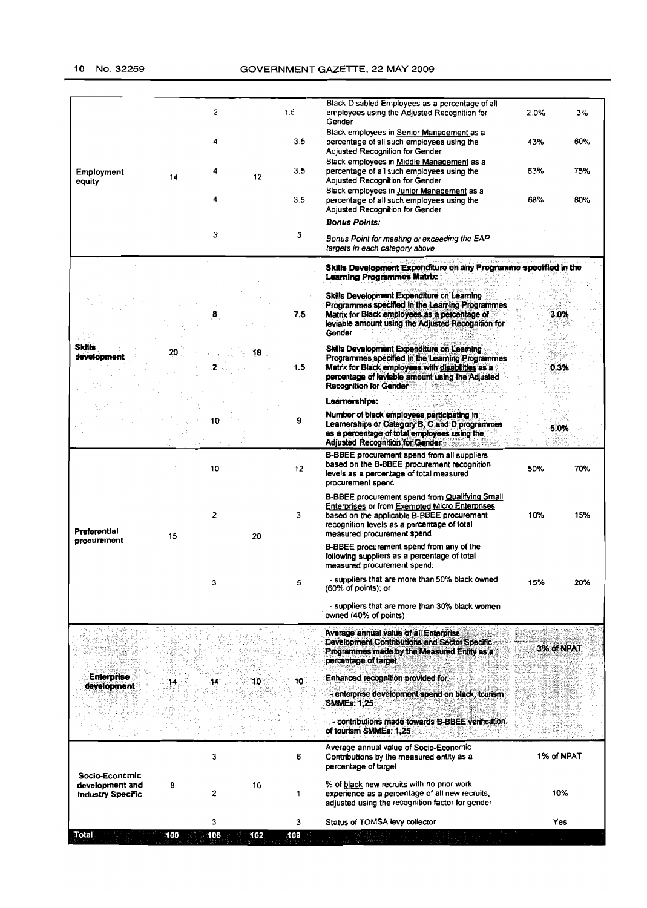| | | | | | | | |
|---|---|---|---|---|---|---|---|
| Employment equity | 14 | 2 | 12 | 1.5 | Black Disabled Employees as a percentage of all employees using the Adjusted Recognition for Gender | 2.0% | 3% |
| | | 4 | | 3.5 | Black employees in Senior Management as a percentage of all such employees using the Adjusted Recognition for Gender | 43% | 60% |
| | | 4 | | 3.5 | Black employees in Middle Management as a percentage of all such employees using the Adjusted Recognition for Gender | 63% | 75% |
| | | 4 | | 3.5 | Black employees in Junior Management as a percentage of all such employees using the Adjusted Recognition for Gender | 68% | 80% |
| | | | | | ***Bonus Points:*** | | |
| | | *3* | | *3* | *Bonus Point for meeting or exceeding the EAP targets in each category above* | | |
| **Skills development** | **20** | | **18** | | **Skills Development Expenditure on any Programme specified in the Learning Programmes Matrix:** | | |
| | | **8** | | **7.5** | **Skills Development Expenditure on Learning Programmes specified in the Learning Programmes Matrix for Black employees as a percentage of leviable amount using the Adjusted Recognition for Gender** | **3.0%** | |
| | | **2** | | **1.5** | **Skills Development Expenditure on Learning Programmes specified in the Learning Programmes Matrix for Black employees with disabilities as a percentage of leviable amount using the Adjusted Recognition for Gender** | **0.3%** | |
| | | | | | **Learnerships:** | | |
| | | **10** | | **9** | **Number of black employees participating in Learnerships or Category B, C and D programmes as a percentage of total employees using the Adjusted Recognition for Gender** | **5.0%** | |
| **Preferential procurement** | 15 | 10 | 20 | 12 | B-BBEE procurement spend from all suppliers based on the B-BBEE procurement recognition levels as a percentage of total measured procurement spend | 50% | 70% |
| | | 2 | | 3 | B-BBEE procurement spend from Qualifying Small Enterprises or from Exempted Micro Enterprises based on the applicable B-BBEE procurement recognition levels as a percentage of total measured procurement spend | 10% | 15% |
| | | | | | B-BBEE procurement spend from any of the following suppliers as a percentage of total measured procurement spend: | | |
| | | 3 | | 5 | - suppliers that are more than 50% black owned (60% of points); or | 15% | 20% |
| | | | | | - suppliers that are more than 30% black women owned (40% of points) | | |
| **Enterprise development** | **14** | **14** | **10** | **10** | **Average annual value of all Enterprise Development Contributions and Sector Specific Programmes made by the Measured Entity as a percentage of target** | **3% of NPAT** | |
| | | | | | **Enhanced recognition provided for:** | | |
| | | | | | **- enterprise development spend on black, tourism SMMEs: 1,25** | | |
| | | | | | **- contributions made towards B-BBEE verification of tourism SMMEs: 1,25** | | |
| **Socio-Economic development and Industry Specific** | 8 | 3 | 10 | 6 | Average annual value of Socio-Economic Contributions by the measured entity as a percentage of target | 1% of NPAT | |
| | | 2 | | 1 | % of black new recruits with no prior work experience as a percentage of all new recruits, adjusted using the recognition factor for gender | 10% | |
| | | 3 | | 3 | Status of TOMSA levy collector | Yes | |
| **Total** | **100** | **106** | **102** | **109** | | | |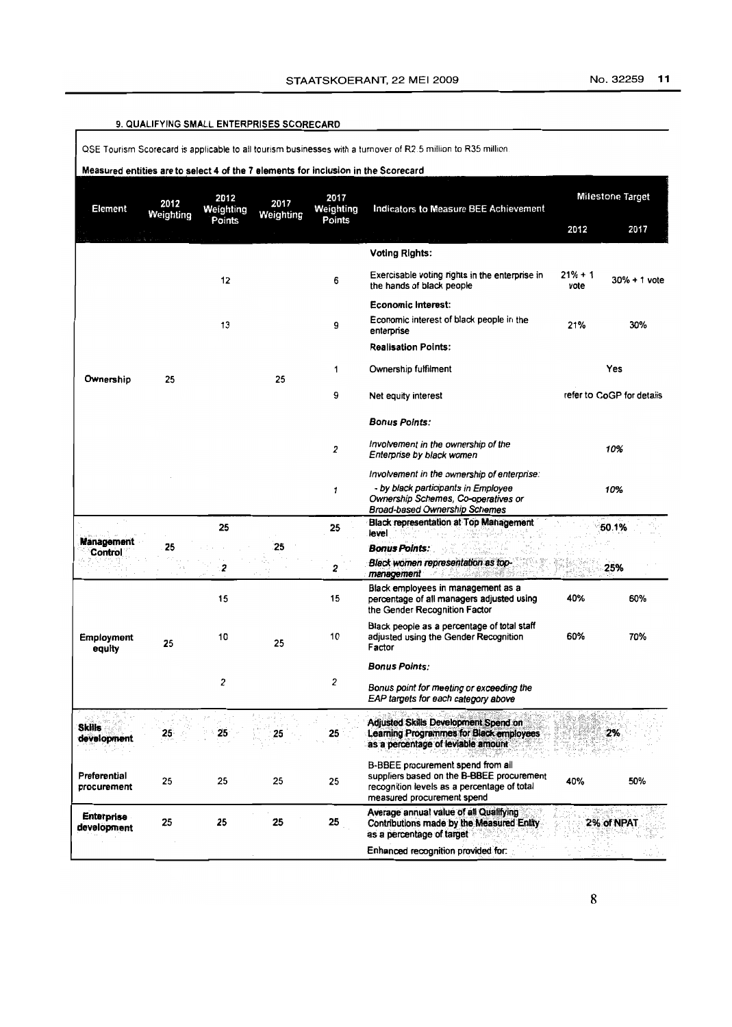## 9. QUALIFYING SMALL ENTERPRISES SCORECARD

QSE Tourism Scorecard is applicable to all tourism businesses with a turnover of R2.5 million to R35 million.

**Measured entities are to select 4 of the 7 elements for inclusion in the Scorecard**

| Element | 2012 Weighting | 2012 Weighting Points | 2017 Weighting | 2017 Weighting Points | Indicators to Measure BEE Achievement | Milestone Target | |
|---|---|---|---|---|---|---|---|
| | | | | | | 2012 | 2017 |
| Ownership | 25 | | 25 | | **Voting Rights:** | | |
| | | 12 | | 6 | Exercisable voting rights in the enterprise in the hands of black people | 21% + 1 vote | 30% + 1 vote |
| | | | | | **Economic Interest:** | | |
| | | 13 | | 9 | Economic interest of black people in the enterprise | 21% | 30% |
| | | | | | **Realisation Points:** | | |
| | | | | 1 | Ownership fulfilment | Yes | |
| | | | | 9 | Net equity interest | refer to CoGP for details | |
| | | | | | ***Bonus Points:*** | | |
| | | | | *2* | *Involvement in the ownership of the Enterprise by black women* | *10%* | |
| | | | | *1* | *Involvement in the ownership of enterprise:*<br>*- by black participants in Employee Ownership Schemes, Co-operatives or Broad-based Ownership Schemes* | *10%* | |
| **Management Control** | 25 | 25 | 25 | 25 | **Black representation at Top Management level** | 50.1% | |
| | | | | | ***Bonus Points:*** | | |
| | | *2* | | *2* | ***Black women representation as top-management*** | 25% | |
| **Employment equity** | 25 | 15 | 25 | 15 | Black employees in management as a percentage of all managers adjusted using the Gender Recognition Factor | 40% | 60% |
| | | 10 | | 10 | Black people as a percentage of total staff adjusted using the Gender Recognition Factor | 60% | 70% |
| | | | | | ***Bonus Points:*** | | |
| | | *2* | | *2* | *Bonus point for meeting or exceeding the EAP targets for each category above* | | |
| **Skills development** | 25 | 25 | 25 | 25 | **Adjusted Skills Development Spend on Learning Programmes for Black employees as a percentage of leviable amount** | 2% | |
| **Preferential procurement** | 25 | 25 | 25 | 25 | B-BBEE procurement spend from all suppliers based on the B-BBEE procurement recognition levels as a percentage of total measured procurement spend | 40% | 50% |
| **Enterprise development** | 25 | 25 | 25 | 25 | **Average annual value of all Qualifying Contributions made by the Measured Entity as a percentage of target** | 2% of NPAT | |
| | | | | | Enhanced recognition provided for: | | |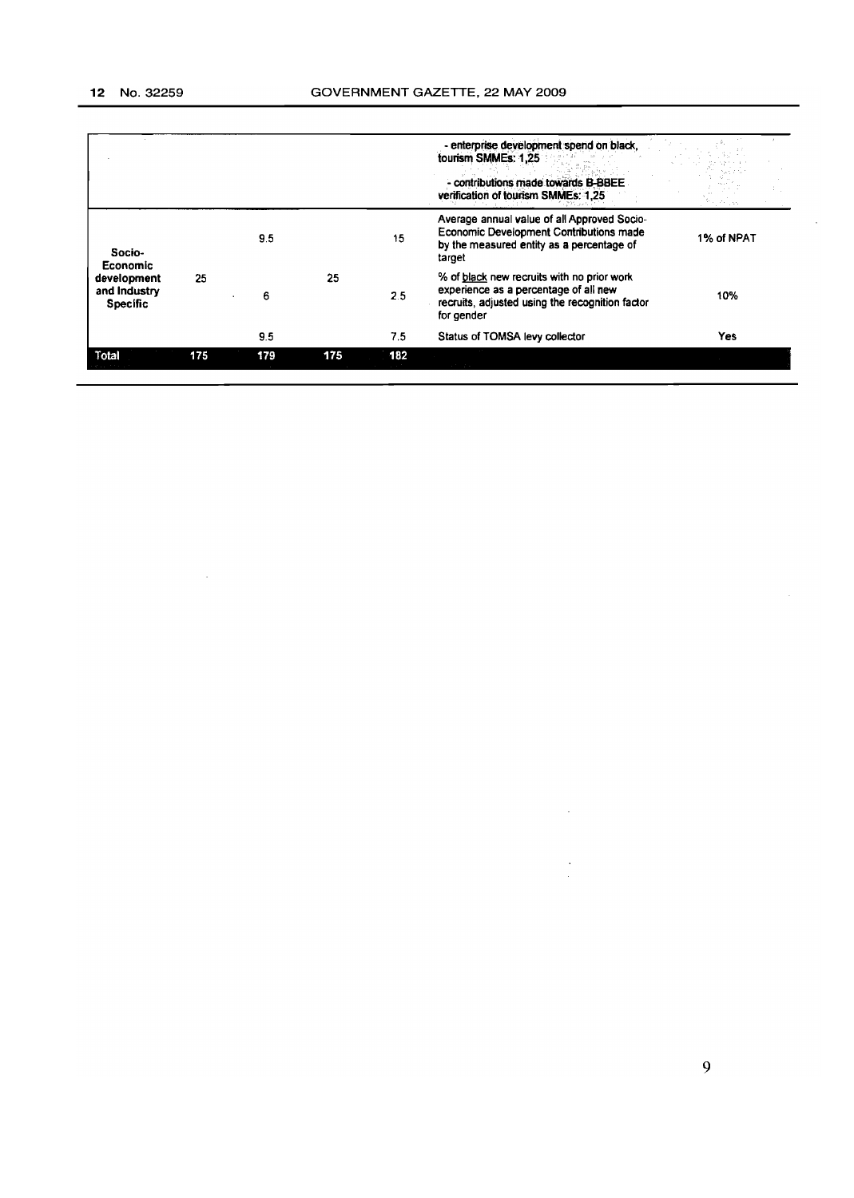| | | | | | | |
|---|---|---|---|---|---|---|
| | | | | | - enterprise development spend on black, tourism SMMEs: 1,25<br><br>- contributions made towards B-BBEE verification of tourism SMMEs: 1,25 | |
| Socio-Economic development and Industry Specific | 25 | 9.5 | 25 | 15 | Average annual value of all Approved Socio-Economic Development Contributions made by the measured entity as a percentage of target | 1% of NPAT |
| | | 6 | | 2.5 | % of black new recruits with no prior work experience as a percentage of all new recruits, adjusted using the recognition factor for gender | 10% |
| | | 9.5 | | 7.5 | Status of TOMSA levy collector | Yes |
| **Total** | **175** | **179** | **175** | **182** | | |